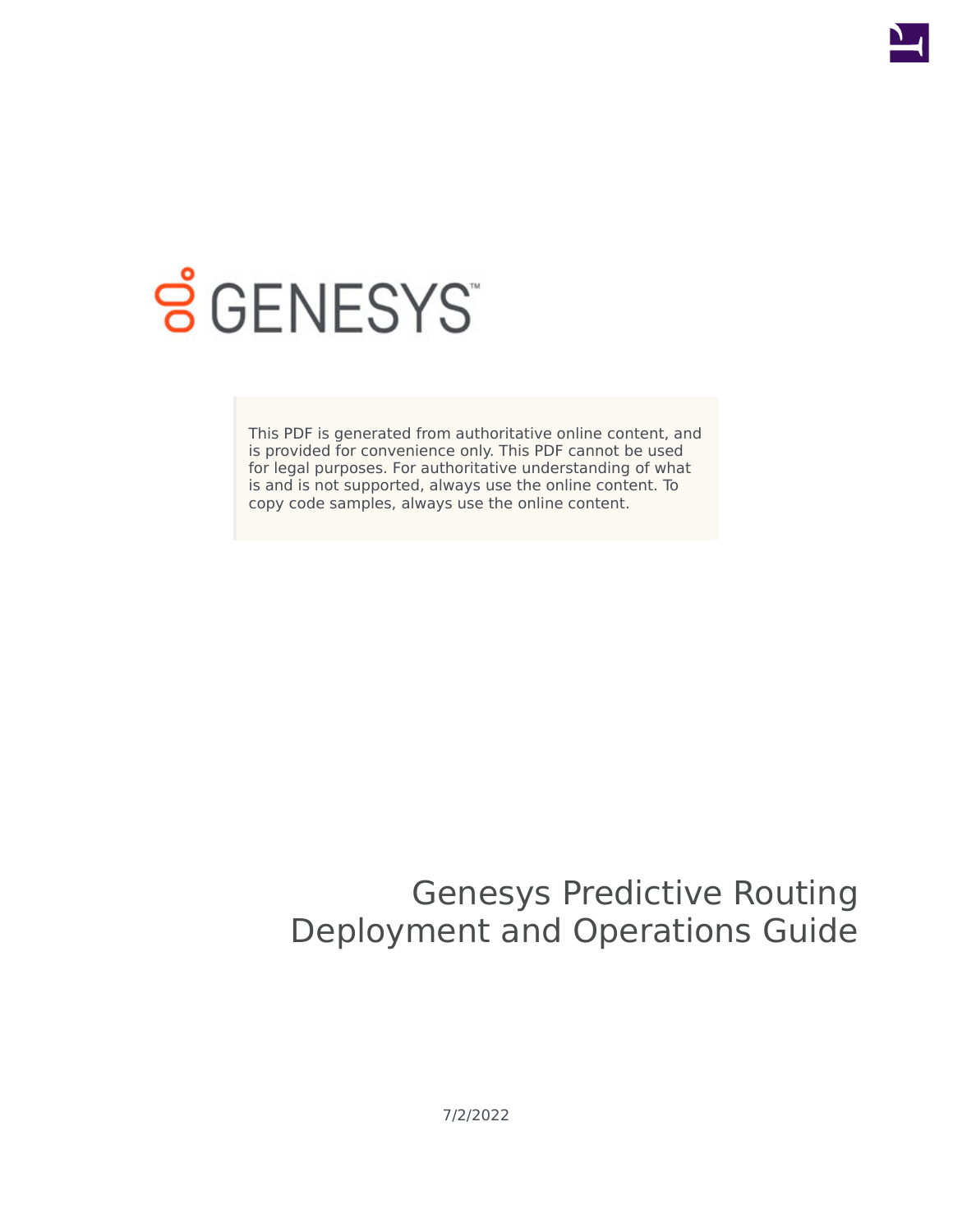GENESYS

This PDF is generated from authoritative online content, and is provided for convenience only. This PDF cannot be used for legal purposes. For authoritative understanding of what is and is not supported, always use the online content. To copy code samples, always use the online content.

# Genesys Predictive Routing Deployment and Operations Guide

7/2/2022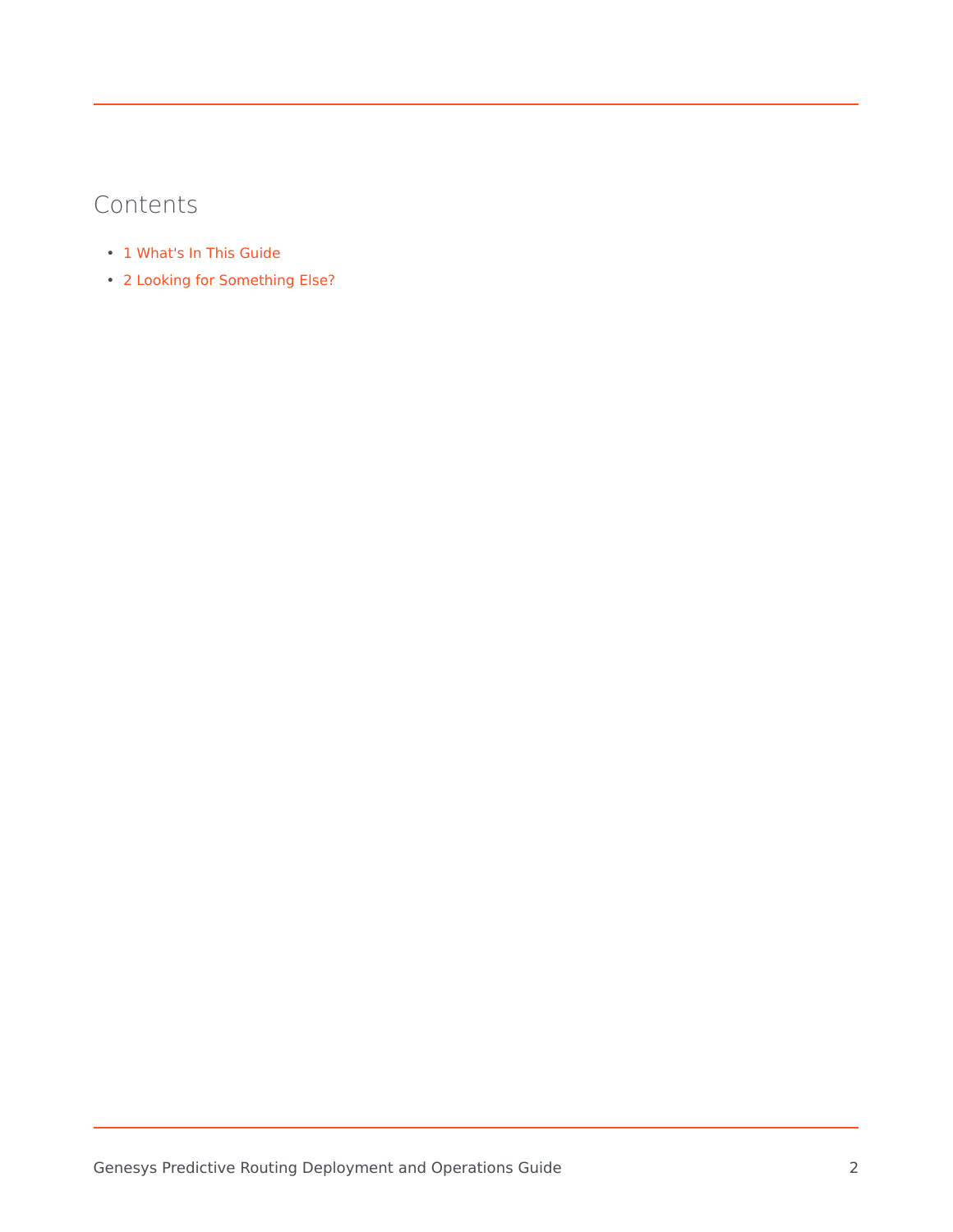# Contents

- 1 What's In This Guide
- 2 Looking for Something Else?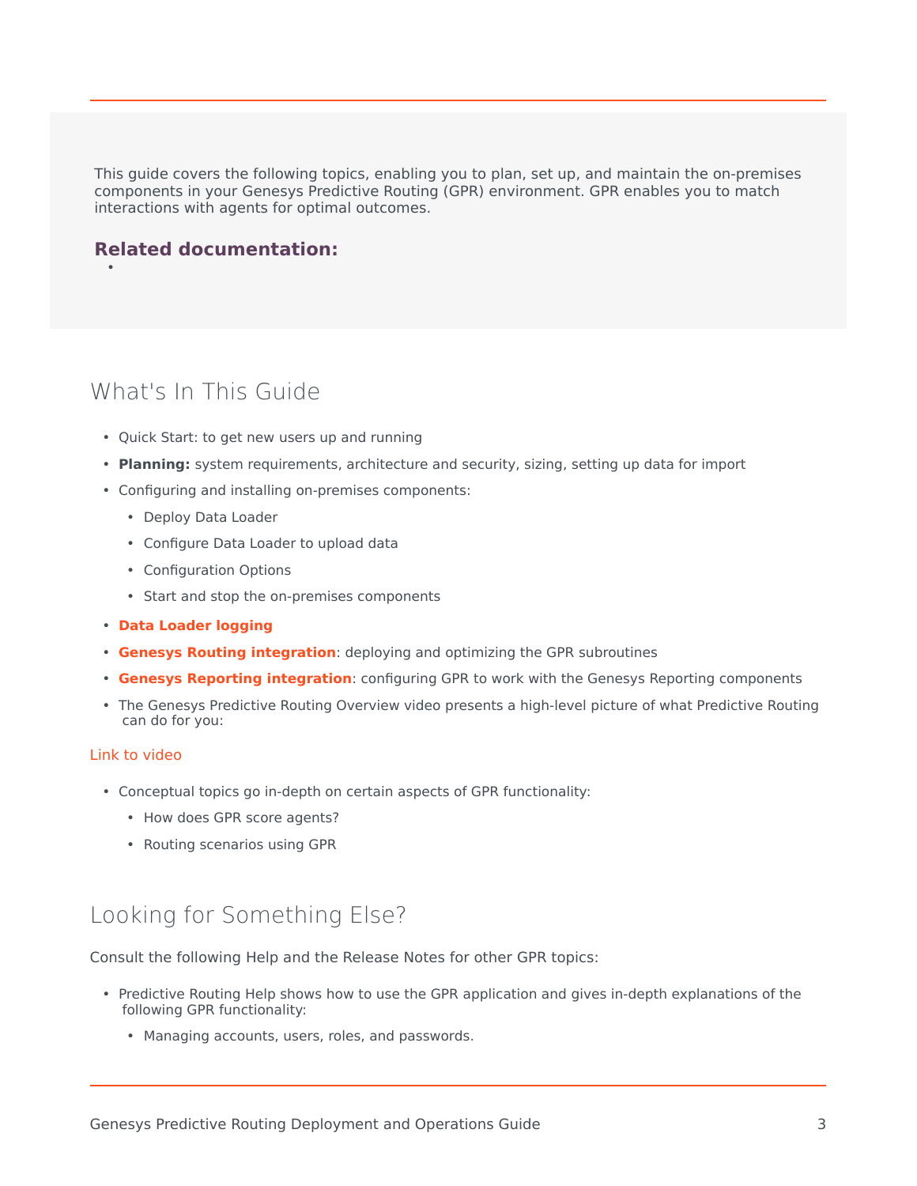This guide covers the following topics, enabling you to plan, set up, and maintain the on-premises components in your Genesys Predictive Routing (GPR) environment. GPR enables you to match interactions with agents for optimal outcomes.

**Related documentation:**

- 

## What's In This Guide

- Quick Start: to get new users up and running
- **Planning:** system requirements, architecture and security, sizing, setting up data for import
- Configuring and installing on-premises components:
  - Deploy Data Loader
  - Configure Data Loader to upload data
  - Configuration Options
  - Start and stop the on-premises components
- **Data Loader logging**
- **Genesys Routing integration**: deploying and optimizing the GPR subroutines
- **Genesys Reporting integration**: configuring GPR to work with the Genesys Reporting components
- The Genesys Predictive Routing Overview video presents a high-level picture of what Predictive Routing can do for you:

Link to video

- Conceptual topics go in-depth on certain aspects of GPR functionality:
  - How does GPR score agents?
  - Routing scenarios using GPR

## Looking for Something Else?

Consult the following Help and the Release Notes for other GPR topics:

- Predictive Routing Help shows how to use the GPR application and gives in-depth explanations of the following GPR functionality:
  - Managing accounts, users, roles, and passwords.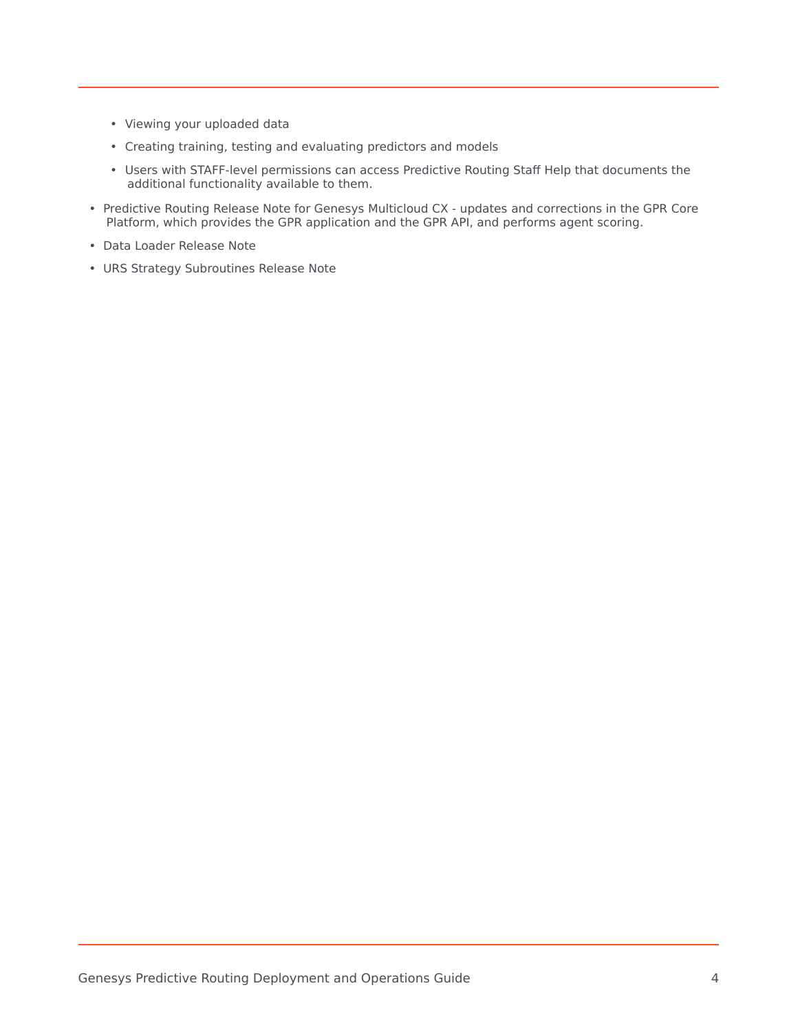- Viewing your uploaded data
    - Creating training, testing and evaluating predictors and models
    - Users with STAFF-level permissions can access Predictive Routing Staff Help that documents the additional functionality available to them.
- Predictive Routing Release Note for Genesys Multicloud CX - updates and corrections in the GPR Core Platform, which provides the GPR application and the GPR API, and performs agent scoring.
- Data Loader Release Note
- URS Strategy Subroutines Release Note